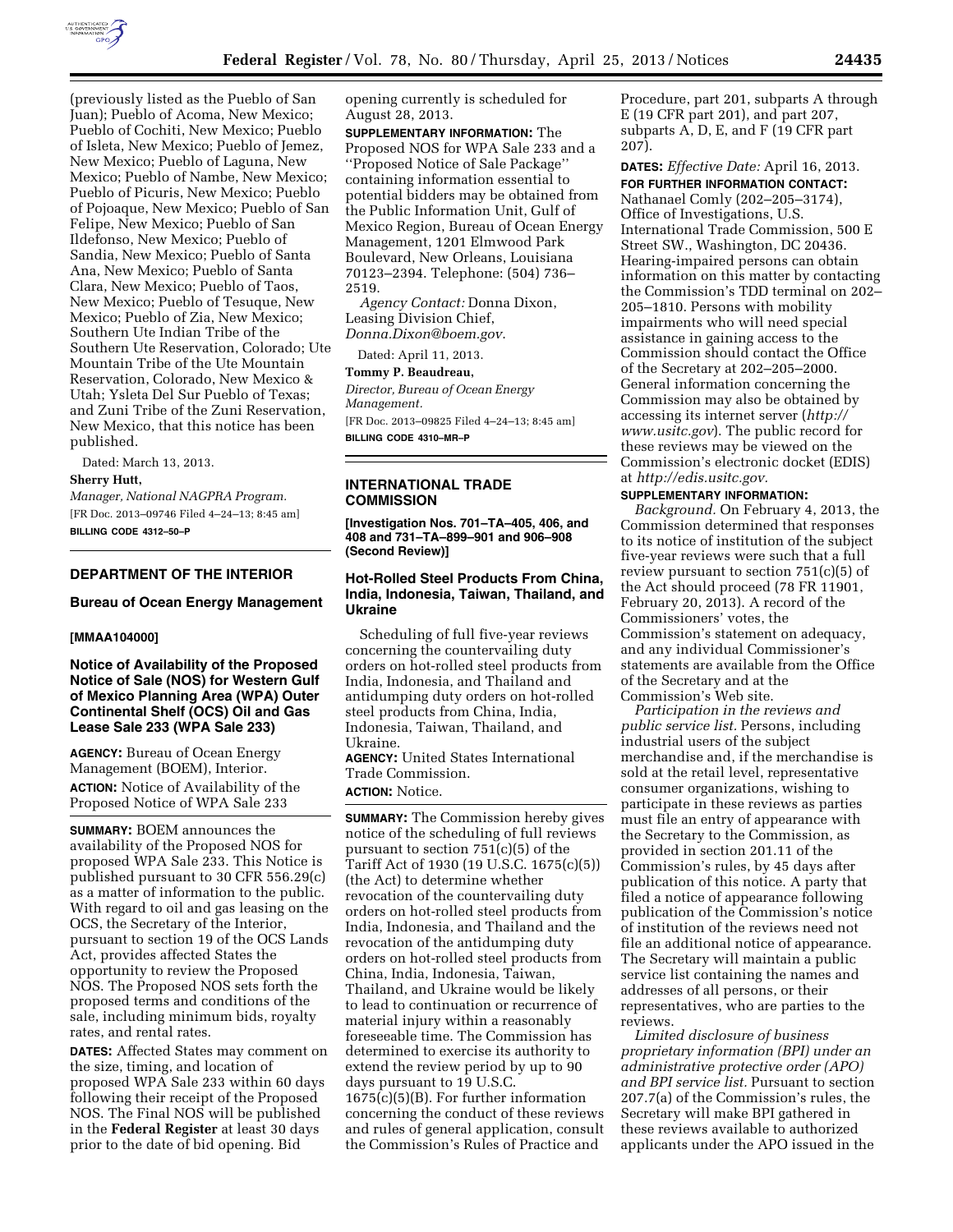(previously listed as the Pueblo of San Juan); Pueblo of Acoma, New Mexico; Pueblo of Cochiti, New Mexico; Pueblo of Isleta, New Mexico; Pueblo of Jemez, New Mexico; Pueblo of Laguna, New Mexico; Pueblo of Nambe, New Mexico; Pueblo of Picuris, New Mexico; Pueblo of Pojoaque, New Mexico; Pueblo of San Felipe, New Mexico; Pueblo of San Ildefonso, New Mexico; Pueblo of Sandia, New Mexico; Pueblo of Santa Ana, New Mexico; Pueblo of Santa Clara, New Mexico; Pueblo of Taos, New Mexico; Pueblo of Tesuque, New Mexico; Pueblo of Zia, New Mexico; Southern Ute Indian Tribe of the Southern Ute Reservation, Colorado; Ute Mountain Tribe of the Ute Mountain Reservation, Colorado, New Mexico & Utah; Ysleta Del Sur Pueblo of Texas; and Zuni Tribe of the Zuni Reservation, New Mexico, that this notice has been published.

Dated: March 13, 2013.

**Sherry Hutt,**

*Manager, National NAGPRA Program.*

[FR Doc. 2013–09746 Filed 4–24–13; 8:45 am]

**BILLING CODE 4312–50–P**

---

## DEPARTMENT OF THE INTERIOR

### Bureau of Ocean Energy Management

**[MMAA104000]**

### Notice of Availability of the Proposed Notice of Sale (NOS) for Western Gulf of Mexico Planning Area (WPA) Outer Continental Shelf (OCS) Oil and Gas Lease Sale 233 (WPA Sale 233)

**AGENCY:** Bureau of Ocean Energy Management (BOEM), Interior.

**ACTION:** Notice of Availability of the Proposed Notice of WPA Sale 233

**SUMMARY:** BOEM announces the availability of the Proposed NOS for proposed WPA Sale 233. This Notice is published pursuant to 30 CFR 556.29(c) as a matter of information to the public. With regard to oil and gas leasing on the OCS, the Secretary of the Interior, pursuant to section 19 of the OCS Lands Act, provides affected States the opportunity to review the Proposed NOS. The Proposed NOS sets forth the proposed terms and conditions of the sale, including minimum bids, royalty rates, and rental rates.

**DATES:** Affected States may comment on the size, timing, and location of proposed WPA Sale 233 within 60 days following their receipt of the Proposed NOS. The Final NOS will be published in the **Federal Register** at least 30 days prior to the date of bid opening. Bid opening currently is scheduled for August 28, 2013.

**SUPPLEMENTARY INFORMATION:** The Proposed NOS for WPA Sale 233 and a ''Proposed Notice of Sale Package'' containing information essential to potential bidders may be obtained from the Public Information Unit, Gulf of Mexico Region, Bureau of Ocean Energy Management, 1201 Elmwood Park Boulevard, New Orleans, Louisiana 70123–2394. Telephone: (504) 736–2519.

*Agency Contact:* Donna Dixon, Leasing Division Chief, *Donna.Dixon@boem.gov*.

Dated: April 11, 2013.

**Tommy P. Beaudreau,**

*Director, Bureau of Ocean Energy Management.*

[FR Doc. 2013–09825 Filed 4–24–13; 8:45 am]

**BILLING CODE 4310–MR–P**

---

## INTERNATIONAL TRADE COMMISSION

**[Investigation Nos. 701–TA–405, 406, and 408 and 731–TA–899–901 and 906–908 (Second Review)]**

### Hot-Rolled Steel Products From China, India, Indonesia, Taiwan, Thailand, and Ukraine

Scheduling of full five-year reviews concerning the countervailing duty orders on hot-rolled steel products from India, Indonesia, and Thailand and antidumping duty orders on hot-rolled steel products from China, India, Indonesia, Taiwan, Thailand, and Ukraine.

**AGENCY:** United States International Trade Commission.

**ACTION:** Notice.

**SUMMARY:** The Commission hereby gives notice of the scheduling of full reviews pursuant to section 751(c)(5) of the Tariff Act of 1930 (19 U.S.C. 1675(c)(5)) (the Act) to determine whether revocation of the countervailing duty orders on hot-rolled steel products from India, Indonesia, and Thailand and the revocation of the antidumping duty orders on hot-rolled steel products from China, India, Indonesia, Taiwan, Thailand, and Ukraine would be likely to lead to continuation or recurrence of material injury within a reasonably foreseeable time. The Commission has determined to exercise its authority to extend the review period by up to 90 days pursuant to 19 U.S.C. 1675(c)(5)(B). For further information concerning the conduct of these reviews and rules of general application, consult the Commission's Rules of Practice and Procedure, part 201, subparts A through E (19 CFR part 201), and part 207, subparts A, D, E, and F (19 CFR part 207).

**DATES:** *Effective Date:* April 16, 2013.

**FOR FURTHER INFORMATION CONTACT:** Nathanael Comly (202–205–3174), Office of Investigations, U.S. International Trade Commission, 500 E Street SW., Washington, DC 20436. Hearing-impaired persons can obtain information on this matter by contacting the Commission's TDD terminal on 202–205–1810. Persons with mobility impairments who will need special assistance in gaining access to the Commission should contact the Office of the Secretary at 202–205–2000. General information concerning the Commission may also be obtained by accessing its internet server (*http://www.usitc.gov*). The public record for these reviews may be viewed on the Commission's electronic docket (EDIS) at *http://edis.usitc.gov*.

**SUPPLEMENTARY INFORMATION:**

*Background.* On February 4, 2013, the Commission determined that responses to its notice of institution of the subject five-year reviews were such that a full review pursuant to section 751(c)(5) of the Act should proceed (78 FR 11901, February 20, 2013). A record of the Commissioners' votes, the Commission's statement on adequacy, and any individual Commissioner's statements are available from the Office of the Secretary and at the Commission's Web site.

*Participation in the reviews and public service list.* Persons, including industrial users of the subject merchandise and, if the merchandise is sold at the retail level, representative consumer organizations, wishing to participate in these reviews as parties must file an entry of appearance with the Secretary to the Commission, as provided in section 201.11 of the Commission's rules, by 45 days after publication of this notice. A party that filed a notice of appearance following publication of the Commission's notice of institution of the reviews need not file an additional notice of appearance. The Secretary will maintain a public service list containing the names and addresses of all persons, or their representatives, who are parties to the reviews.

*Limited disclosure of business proprietary information (BPI) under an administrative protective order (APO) and BPI service list.* Pursuant to section 207.7(a) of the Commission's rules, the Secretary will make BPI gathered in these reviews available to authorized applicants under the APO issued in the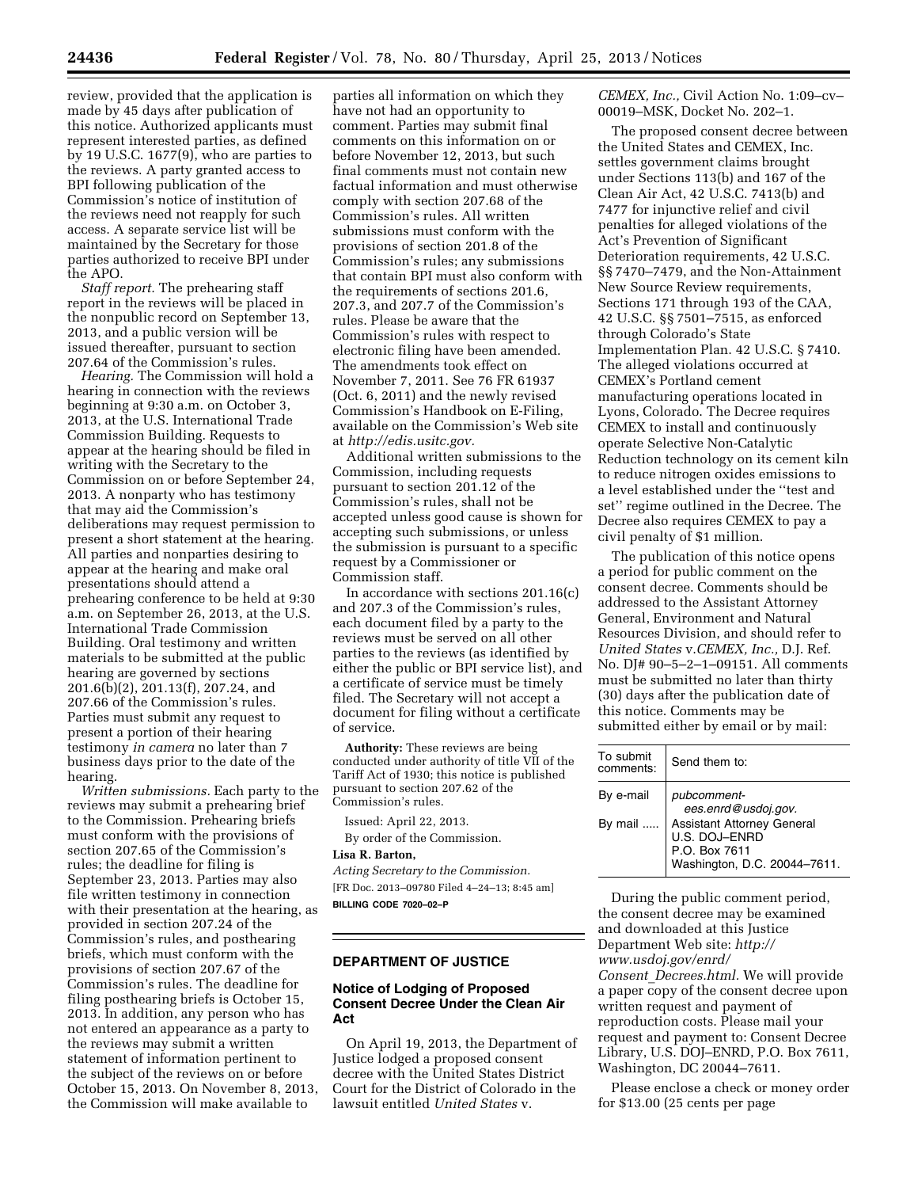review, provided that the application is made by 45 days after publication of this notice. Authorized applicants must represent interested parties, as defined by 19 U.S.C. 1677(9), who are parties to the reviews. A party granted access to BPI following publication of the Commission's notice of institution of the reviews need not reapply for such access. A separate service list will be maintained by the Secretary for those parties authorized to receive BPI under the APO.

*Staff report.* The prehearing staff report in the reviews will be placed in the nonpublic record on September 13, 2013, and a public version will be issued thereafter, pursuant to section 207.64 of the Commission's rules.

*Hearing.* The Commission will hold a hearing in connection with the reviews beginning at 9:30 a.m. on October 3, 2013, at the U.S. International Trade Commission Building. Requests to appear at the hearing should be filed in writing with the Secretary to the Commission on or before September 24, 2013. A nonparty who has testimony that may aid the Commission's deliberations may request permission to present a short statement at the hearing. All parties and nonparties desiring to appear at the hearing and make oral presentations should attend a prehearing conference to be held at 9:30 a.m. on September 26, 2013, at the U.S. International Trade Commission Building. Oral testimony and written materials to be submitted at the public hearing are governed by sections 201.6(b)(2), 201.13(f), 207.24, and 207.66 of the Commission's rules. Parties must submit any request to present a portion of their hearing testimony *in camera* no later than 7 business days prior to the date of the hearing.

*Written submissions.* Each party to the reviews may submit a prehearing brief to the Commission. Prehearing briefs must conform with the provisions of section 207.65 of the Commission's rules; the deadline for filing is September 23, 2013. Parties may also file written testimony in connection with their presentation at the hearing, as provided in section 207.24 of the Commission's rules, and posthearing briefs, which must conform with the provisions of section 207.67 of the Commission's rules. The deadline for filing posthearing briefs is October 15, 2013. In addition, any person who has not entered an appearance as a party to the reviews may submit a written statement of information pertinent to the subject of the reviews on or before October 15, 2013. On November 8, 2013, the Commission will make available to parties all information on which they have not had an opportunity to comment. Parties may submit final comments on this information on or before November 12, 2013, but such final comments must not contain new factual information and must otherwise comply with section 207.68 of the Commission's rules. All written submissions must conform with the provisions of section 201.8 of the Commission's rules; any submissions that contain BPI must also conform with the requirements of sections 201.6, 207.3, and 207.7 of the Commission's rules. Please be aware that the Commission's rules with respect to electronic filing have been amended. The amendments took effect on November 7, 2011. See 76 FR 61937 (Oct. 6, 2011) and the newly revised Commission's Handbook on E-Filing, available on the Commission's Web site at *http://edis.usitc.gov.*

Additional written submissions to the Commission, including requests pursuant to section 201.12 of the Commission's rules, shall not be accepted unless good cause is shown for accepting such submissions, or unless the submission is pursuant to a specific request by a Commissioner or Commission staff.

In accordance with sections 201.16(c) and 207.3 of the Commission's rules, each document filed by a party to the reviews must be served on all other parties to the reviews (as identified by either the public or BPI service list), and a certificate of service must be timely filed. The Secretary will not accept a document for filing without a certificate of service.

**Authority:** These reviews are being conducted under authority of title VII of the Tariff Act of 1930; this notice is published pursuant to section 207.62 of the Commission's rules.

Issued: April 22, 2013.

By order of the Commission.

**Lisa R. Barton,**

*Acting Secretary to the Commission.*

[FR Doc. 2013–09780 Filed 4–24–13; 8:45 am]

**BILLING CODE 7020–02–P**

## DEPARTMENT OF JUSTICE

### Notice of Lodging of Proposed Consent Decree Under the Clean Air Act

On April 19, 2013, the Department of Justice lodged a proposed consent decree with the United States District Court for the District of Colorado in the lawsuit entitled *United States* v. *CEMEX, Inc.,* Civil Action No. 1:09–cv–00019–MSK, Docket No. 202–1.

The proposed consent decree between the United States and CEMEX, Inc. settles government claims brought under Sections 113(b) and 167 of the Clean Air Act, 42 U.S.C. 7413(b) and 7477 for injunctive relief and civil penalties for alleged violations of the Act's Prevention of Significant Deterioration requirements, 42 U.S.C. §§ 7470–7479, and the Non-Attainment New Source Review requirements, Sections 171 through 193 of the CAA, 42 U.S.C. §§ 7501–7515, as enforced through Colorado's State Implementation Plan. 42 U.S.C. § 7410. The alleged violations occurred at CEMEX's Portland cement manufacturing operations located in Lyons, Colorado. The Decree requires CEMEX to install and continuously operate Selective Non-Catalytic Reduction technology on its cement kiln to reduce nitrogen oxides emissions to a level established under the ''test and set'' regime outlined in the Decree. The Decree also requires CEMEX to pay a civil penalty of $1 million.

The publication of this notice opens a period for public comment on the consent decree. Comments should be addressed to the Assistant Attorney General, Environment and Natural Resources Division, and should refer to *United States* v.*CEMEX, Inc.,* D.J. Ref. No. DJ# 90–5–2–1–09151. All comments must be submitted no later than thirty (30) days after the publication date of this notice. Comments may be submitted either by email or by mail:

| To submit comments: | Send them to: |
|---|---|
| By e-mail | *pubcomment-ees.enrd@usdoj.gov.* |
| By mail ..... | Assistant Attorney General U.S. DOJ–ENRD P.O. Box 7611 Washington, D.C. 20044–7611. |

During the public comment period, the consent decree may be examined and downloaded at this Justice Department Web site: *http://www.usdoj.gov/enrd/Consent_Decrees.html.* We will provide a paper copy of the consent decree upon written request and payment of reproduction costs. Please mail your request and payment to: Consent Decree Library, U.S. DOJ–ENRD, P.O. Box 7611, Washington, DC 20044–7611.

Please enclose a check or money order for $13.00 (25 cents per page